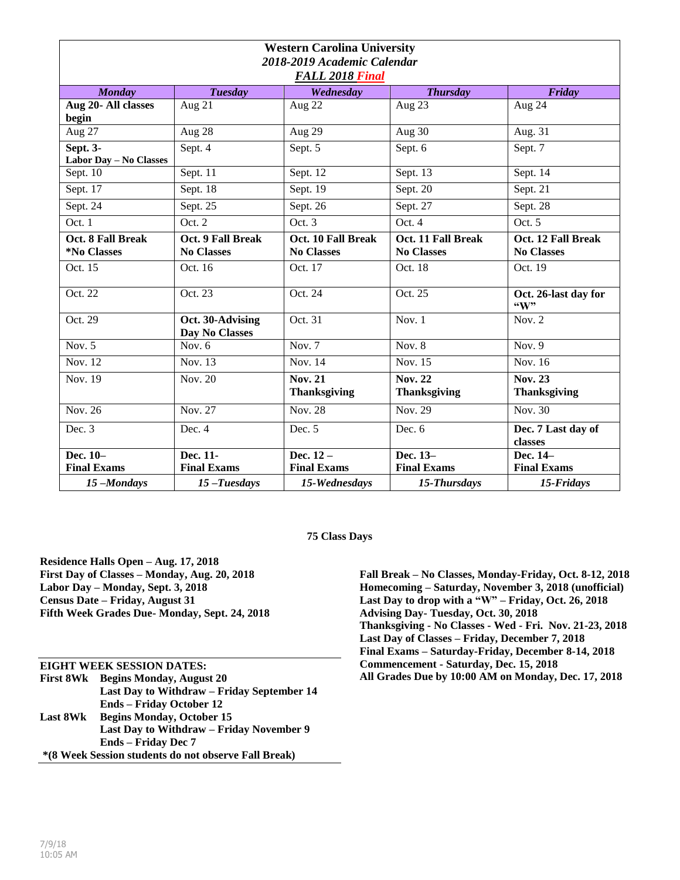# Western Carolina University

*2018-2019 Academic Calendar*

***FALL 2018 Final***

| *Monday* | *Tuesday* | *Wednesday* | *Thursday* | *Friday* |
|---|---|---|---|---|
| **Aug 20- All classes begin** | Aug 21 | Aug 22 | Aug 23 | Aug 24 |
| Aug 27 | Aug 28 | Aug 29 | Aug 30 | Aug. 31 |
| **Sept. 3- Labor Day – No Classes** | Sept. 4 | Sept. 5 | Sept. 6 | Sept. 7 |
| Sept. 10 | Sept. 11 | Sept. 12 | Sept. 13 | Sept. 14 |
| Sept. 17 | Sept. 18 | Sept. 19 | Sept. 20 | Sept. 21 |
| Sept. 24 | Sept. 25 | Sept. 26 | Sept. 27 | Sept. 28 |
| Oct. 1 | Oct. 2 | Oct. 3 | Oct. 4 | Oct. 5 |
| **Oct. 8 Fall Break *No Classes** | **Oct. 9 Fall Break No Classes** | **Oct. 10 Fall Break No Classes** | **Oct. 11 Fall Break No Classes** | **Oct. 12 Fall Break No Classes** |
| Oct. 15 | Oct. 16 | Oct. 17 | Oct. 18 | Oct. 19 |
| Oct. 22 | Oct. 23 | Oct. 24 | Oct. 25 | **Oct. 26-last day for "W"** |
| Oct. 29 | **Oct. 30-Advising Day No Classes** | Oct. 31 | Nov. 1 | Nov. 2 |
| Nov. 5 | Nov. 6 | Nov. 7 | Nov. 8 | Nov. 9 |
| Nov. 12 | Nov. 13 | Nov. 14 | Nov. 15 | Nov. 16 |
| Nov. 19 | Nov. 20 | **Nov. 21 Thanksgiving** | **Nov. 22 Thanksgiving** | **Nov. 23 Thanksgiving** |
| Nov. 26 | Nov. 27 | Nov. 28 | Nov. 29 | Nov. 30 |
| Dec. 3 | Dec. 4 | Dec. 5 | Dec. 6 | **Dec. 7 Last day of classes** |
| **Dec. 10– Final Exams** | **Dec. 11- Final Exams** | **Dec. 12 – Final Exams** | **Dec. 13– Final Exams** | **Dec. 14– Final Exams** |
| ***15 –Mondays*** | ***15 –Tuesdays*** | ***15-Wednesdays*** | ***15-Thursdays*** | ***15-Fridays*** |

**75 Class Days**

**Residence Halls Open – Aug. 17, 2018**
**First Day of Classes – Monday, Aug. 20, 2018**
**Labor Day – Monday, Sept. 3, 2018**
**Census Date – Friday, August 31**
**Fifth Week Grades Due- Monday, Sept. 24, 2018**

**EIGHT WEEK SESSION DATES:**

**First 8Wk** **Begins Monday, August 20**
**Last Day to Withdraw – Friday September 14**
**Ends – Friday October 12**

**Last 8Wk** **Begins Monday, October 15**
**Last Day to Withdraw – Friday November 9**
**Ends – Friday Dec 7**

**\*(8 Week Session students do not observe Fall Break)**

**Fall Break – No Classes, Monday-Friday, Oct. 8-12, 2018**
**Homecoming – Saturday, November 3, 2018 (unofficial)**
**Last Day to drop with a "W" – Friday, Oct. 26, 2018**
**Advising Day- Tuesday, Oct. 30, 2018**
**Thanksgiving - No Classes - Wed - Fri. Nov. 21-23, 2018**
**Last Day of Classes – Friday, December 7, 2018**
**Final Exams – Saturday-Friday, December 8-14, 2018**
**Commencement - Saturday, Dec. 15, 2018**
**All Grades Due by 10:00 AM on Monday, Dec. 17, 2018**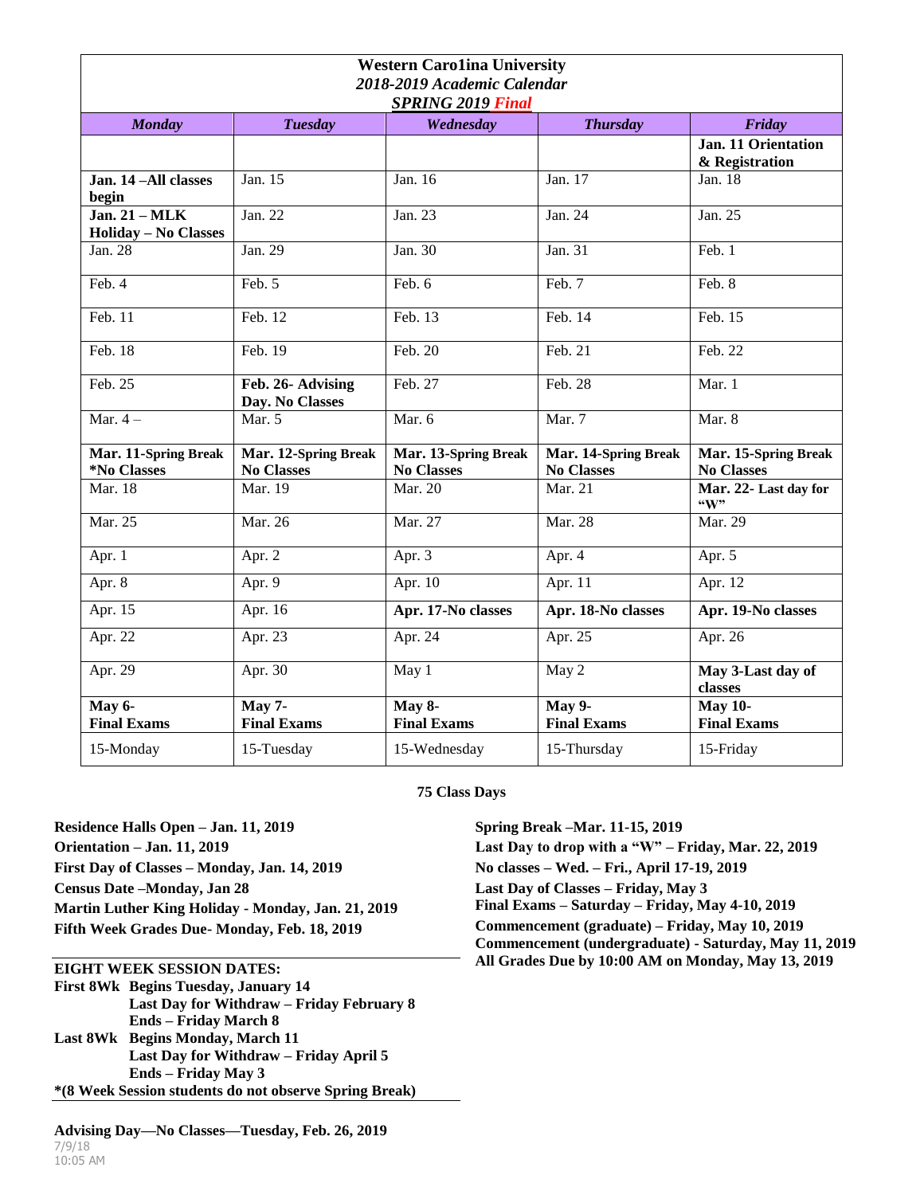| **Western Caro1ina University**<br>***2018-2019 Academic Calendar***<br>***SPRING 2019 Final*** | | | | |
|---|---|---|---|---|
| ***Monday*** | ***Tuesday*** | ***Wednesday*** | ***Thursday*** | ***Friday*** |
| | | | | **Jan. 11 Orientation & Registration** |
| **Jan. 14 –All classes begin** | Jan. 15 | Jan. 16 | Jan. 17 | Jan. 18 |
| **Jan. 21 – MLK Holiday – No Classes** | Jan. 22 | Jan. 23 | Jan. 24 | Jan. 25 |
| Jan. 28 | Jan. 29 | Jan. 30 | Jan. 31 | Feb. 1 |
| Feb. 4 | Feb. 5 | Feb. 6 | Feb. 7 | Feb. 8 |
| Feb. 11 | Feb. 12 | Feb. 13 | Feb. 14 | Feb. 15 |
| Feb. 18 | Feb. 19 | Feb. 20 | Feb. 21 | Feb. 22 |
| Feb. 25 | **Feb. 26- Advising Day. No Classes** | Feb. 27 | Feb. 28 | Mar. 1 |
| Mar. 4 – | Mar. 5 | Mar. 6 | Mar. 7 | Mar. 8 |
| **Mar. 11-Spring Break *No Classes** | **Mar. 12-Spring Break No Classes** | **Mar. 13-Spring Break No Classes** | **Mar. 14-Spring Break No Classes** | **Mar. 15-Spring Break No Classes** |
| Mar. 18 | Mar. 19 | Mar. 20 | Mar. 21 | **Mar. 22- Last day for "W"** |
| Mar. 25 | Mar. 26 | Mar. 27 | Mar. 28 | Mar. 29 |
| Apr. 1 | Apr. 2 | Apr. 3 | Apr. 4 | Apr. 5 |
| Apr. 8 | Apr. 9 | Apr. 10 | Apr. 11 | Apr. 12 |
| Apr. 15 | Apr. 16 | **Apr. 17-No classes** | **Apr. 18-No classes** | **Apr. 19-No classes** |
| Apr. 22 | Apr. 23 | Apr. 24 | Apr. 25 | Apr. 26 |
| Apr. 29 | Apr. 30 | May 1 | May 2 | **May 3-Last day of classes** |
| **May 6- Final Exams** | **May 7- Final Exams** | **May 8- Final Exams** | **May 9- Final Exams** | **May 10- Final Exams** |
| 15-Monday | 15-Tuesday | 15-Wednesday | 15-Thursday | 15-Friday |

**75 Class Days**

**Residence Halls Open – Jan. 11, 2019**
**Orientation – Jan. 11, 2019**
**First Day of Classes – Monday, Jan. 14, 2019**
**Census Date –Monday, Jan 28**
**Martin Luther King Holiday - Monday, Jan. 21, 2019**
**Fifth Week Grades Due- Monday, Feb. 18, 2019**

**EIGHT WEEK SESSION DATES:**
**First 8Wk Begins Tuesday, January 14**
**Last Day for Withdraw – Friday February 8**
**Ends – Friday March 8**
**Last 8Wk Begins Monday, March 11**
**Last Day for Withdraw – Friday April 5**
**Ends – Friday May 3**
***(8 Week Session students do not observe Spring Break)**

**Advising Day—No Classes—Tuesday, Feb. 26, 2019**

**Spring Break –Mar. 11-15, 2019**
**Last Day to drop with a "W" – Friday, Mar. 22, 2019**
**No classes – Wed. – Fri., April 17-19, 2019**
**Last Day of Classes – Friday, May 3**
**Final Exams – Saturday – Friday, May 4-10, 2019**
**Commencement (graduate) – Friday, May 10, 2019**
**Commencement (undergraduate) - Saturday, May 11, 2019**
**All Grades Due by 10:00 AM on Monday, May 13, 2019**

7/9/18
10:05 AM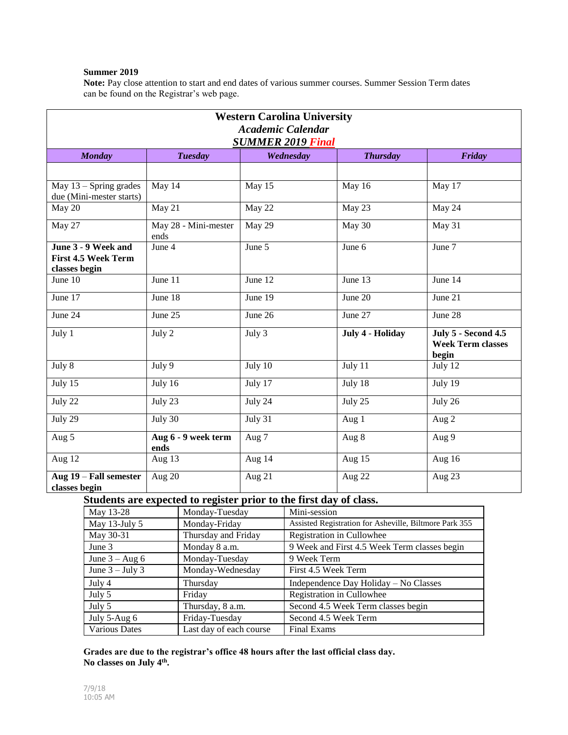**Summer 2019**

**Note:** Pay close attention to start and end dates of various summer courses. Summer Session Term dates can be found on the Registrar's web page.

**Western Carolina University**
***Academic Calendar***
***SUMMER 2019 Final***

| ***Monday*** | ***Tuesday*** | ***Wednesday*** | ***Thursday*** | ***Friday*** |
|---|---|---|---|---|
| | | | | |
| May 13 – Spring grades due (Mini-mester starts) | May 14 | May 15 | May 16 | May 17 |
| May 20 | May 21 | May 22 | May 23 | May 24 |
| May 27 | May 28 - Mini-mester ends | May 29 | May 30 | May 31 |
| **June 3 - 9 Week and First 4.5 Week Term classes begin** | June 4 | June 5 | June 6 | June 7 |
| June 10 | June 11 | June 12 | June 13 | June 14 |
| June 17 | June 18 | June 19 | June 20 | June 21 |
| June 24 | June 25 | June 26 | June 27 | June 28 |
| July 1 | July 2 | July 3 | **July 4 - Holiday** | **July 5 - Second 4.5 Week Term classes begin** |
| July 8 | July 9 | July 10 | July 11 | July 12 |
| July 15 | July 16 | July 17 | July 18 | July 19 |
| July 22 | July 23 | July 24 | July 25 | July 26 |
| July 29 | July 30 | July 31 | Aug 1 | Aug 2 |
| Aug 5 | **Aug 6 - 9 week term ends** | Aug 7 | Aug 8 | Aug 9 |
| Aug 12 | Aug 13 | Aug 14 | Aug 15 | Aug 16 |
| **Aug 19 – Fall semester classes begin** | Aug 20 | Aug 21 | Aug 22 | Aug 23 |

**Students are expected to register prior to the first day of class.**

| | | |
|---|---|---|
| May 13-28 | Monday-Tuesday | Mini-session |
| May 13-July 5 | Monday-Friday | Assisted Registration for Asheville, Biltmore Park 355 |
| May 30-31 | Thursday and Friday | Registration in Cullowhee |
| June 3 | Monday 8 a.m. | 9 Week and First 4.5 Week Term classes begin |
| June 3 – Aug 6 | Monday-Tuesday | 9 Week Term |
| June 3 – July 3 | Monday-Wednesday | First 4.5 Week Term |
| July 4 | Thursday | Independence Day Holiday – No Classes |
| July 5 | Friday | Registration in Cullowhee |
| July 5 | Thursday, 8 a.m. | Second 4.5 Week Term classes begin |
| July 5-Aug 6 | Friday-Tuesday | Second 4.5 Week Term |
| Various Dates | Last day of each course | Final Exams |

**Grades are due to the registrar's office 48 hours after the last official class day.**
**No classes on July 4th.**

7/9/18
10:05 AM